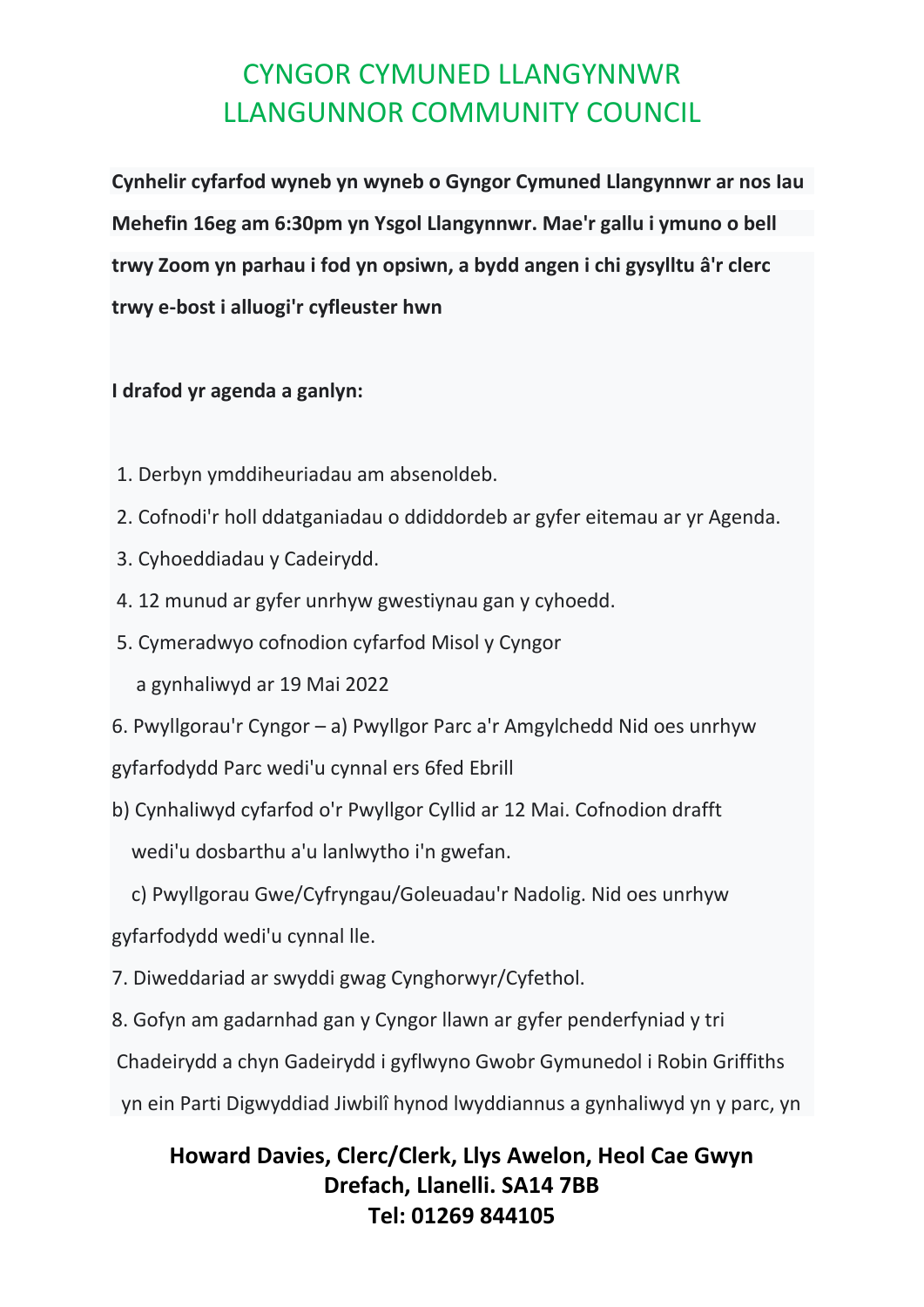# CYNGOR CYMUNED LLANGYNNWR
# LLANGUNNOR COMMUNITY COUNCIL

**Cynhelir cyfarfod wyneb yn wyneb o Gyngor Cymuned Llangynnwr ar nos Iau Mehefin 16eg am 6:30pm yn Ysgol Llangynnwr. Mae'r gallu i ymuno o bell trwy Zoom yn parhau i fod yn opsiwn, a bydd angen i chi gysylltu â'r clerc trwy e-bost i alluogi'r cyfleuster hwn**

**I drafod yr agenda a ganlyn:**

1. Derbyn ymddiheuriadau am absenoldeb.
2. Cofnodi'r holl ddatganiadau o ddiddordeb ar gyfer eitemau ar yr Agenda.
3. Cyhoeddiadau y Cadeirydd.
4. 12 munud ar gyfer unrhyw gwestiynau gan y cyhoedd.
5. Cymeradwyo cofnodion cyfarfod Misol y Cyngor a gynhaliwyd ar 19 Mai 2022

6. Pwyllgorau'r Cyngor – a) Pwyllgor Parc a'r Amgylchedd Nid oes unrhyw gyfarfodydd Parc wedi'u cynnal ers 6fed Ebrill

b) Cynhaliwyd cyfarfod o'r Pwyllgor Cyllid ar 12 Mai. Cofnodion drafft wedi'u dosbarthu a'u lanlwytho i'n gwefan.

c) Pwyllgorau Gwe/Cyfryngau/Goleuadau'r Nadolig. Nid oes unrhyw gyfarfodydd wedi'u cynnal lle.

7. Diweddariad ar swyddi gwag Cynghorwyr/Cyfethol.

8. Gofyn am gadarnhad gan y Cyngor llawn ar gyfer penderfyniad y tri Chadeirydd a chyn Gadeirydd i gyflwyno Gwobr Gymunedol i Robin Griffiths yn ein Parti Digwyddiad Jiwbilî hynod lwyddiannus a gynhaliwyd yn y parc, yn

**Howard Davies, Clerc/Clerk, Llys Awelon, Heol Cae Gwyn**
**Drefach, Llanelli. SA14 7BB**
**Tel: 01269 844105**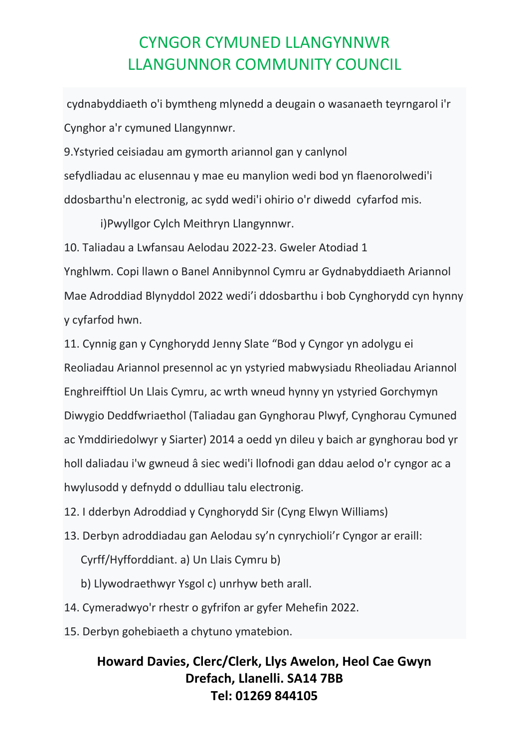# CYNGOR CYMUNED LLANGYNNWR
# LLANGUNNOR COMMUNITY COUNCIL

cydnabyddiaeth o'i bymtheng mlynedd a deugain o wasanaeth teyrngarol i'r Cynghor a'r cymuned Llangynnwr.

9.Ystyried ceisiadau am gymorth ariannol gan y canlynol sefydliadau ac elusennau y mae eu manylion wedi bod yn flaenorolwedi'i ddosbarthu'n electronig, ac sydd wedi'i ohirio o'r diwedd cyfarfod mis.

i)Pwyllgor Cylch Meithryn Llangynnwr.

10. Taliadau a Lwfansau Aelodau 2022-23. Gweler Atodiad 1 Ynghlwm. Copi llawn o Banel Annibynnol Cymru ar Gydnabyddiaeth Ariannol Mae Adroddiad Blynyddol 2022 wedi'i ddosbarthu i bob Cynghorydd cyn hynny y cyfarfod hwn.

11. Cynnig gan y Cynghorydd Jenny Slate "Bod y Cyngor yn adolygu ei Reoliadau Ariannol presennol ac yn ystyried mabwysiadu Rheoliadau Ariannol Enghreifftiol Un Llais Cymru, ac wrth wneud hynny yn ystyried Gorchymyn Diwygio Deddfwriaethol (Taliadau gan Gynghorau Plwyf, Cynghorau Cymuned ac Ymddiriedolwyr y Siarter) 2014 a oedd yn dileu y baich ar gynghorau bod yr holl daliadau i'w gwneud â siec wedi'i llofnodi gan ddau aelod o'r cyngor ac a hwylusodd y defnydd o ddulliau talu electronig.

12. I dderbyn Adroddiad y Cynghorydd Sir (Cyng Elwyn Williams)

13. Derbyn adroddiadau gan Aelodau sy'n cynrychioli'r Cyngor ar eraill:
Cyrff/Hyfforddiant. a) Un Llais Cymru b)
b) Llywodraethwyr Ysgol c) unrhyw beth arall.

14. Cymeradwyo'r rhestr o gyfrifon ar gyfer Mehefin 2022.

15. Derbyn gohebiaeth a chytuno ymatebion.

**Howard Davies, Clerc/Clerk, Llys Awelon, Heol Cae Gwyn**
**Drefach, Llanelli. SA14 7BB**
**Tel: 01269 844105**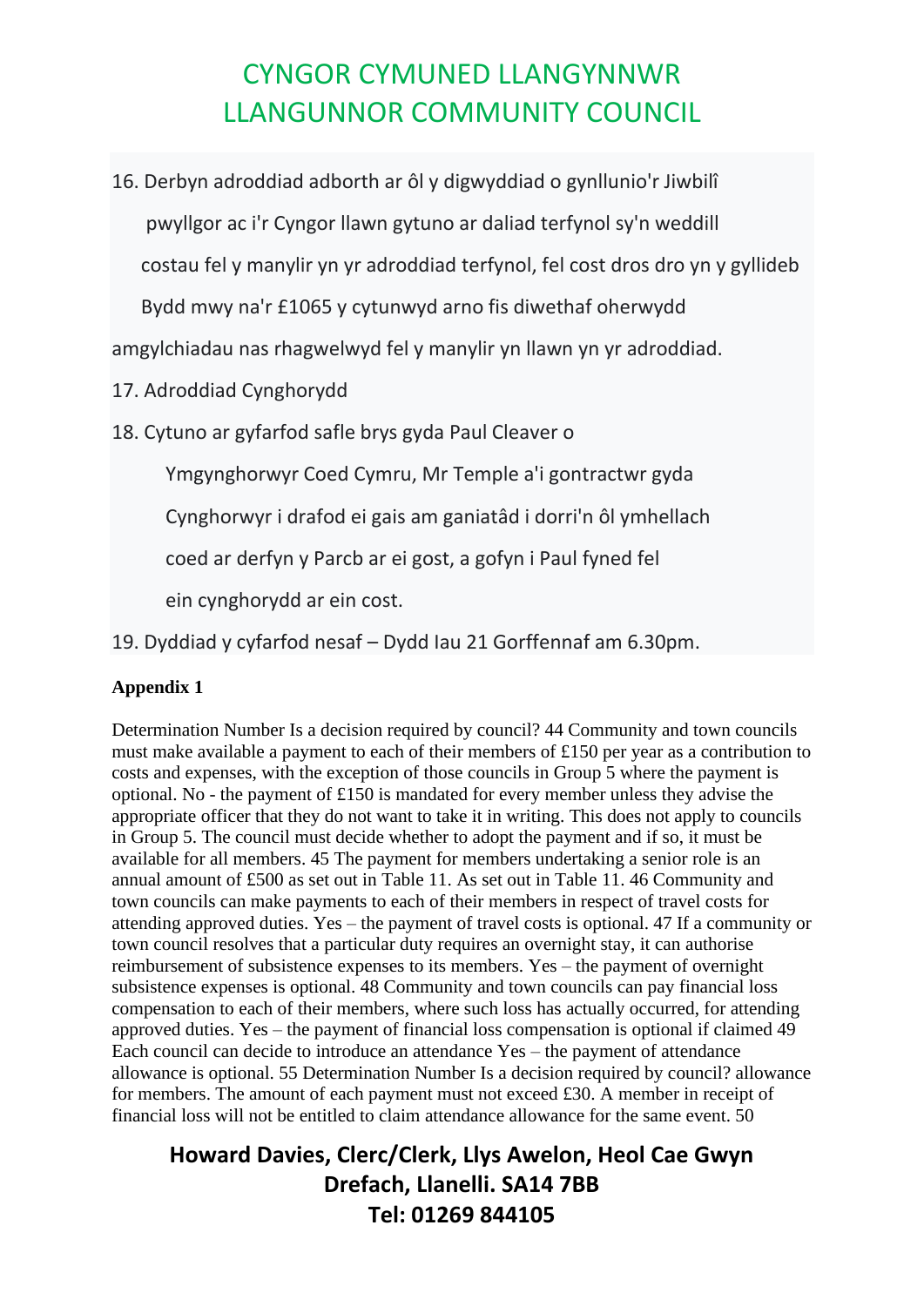16. Derbyn adroddiad adborth ar ôl y digwyddiad o gynllunio'r Jiwbilî

 pwyllgor ac i'r Cyngor llawn gytuno ar daliad terfynol sy'n weddill

 costau fel y manylir yn yr adroddiad terfynol, fel cost dros dro yn y gyllideb

 Bydd mwy na'r £1065 y cytunwyd arno fis diwethaf oherwydd

amgylchiadau nas rhagwelwyd fel y manylir yn llawn yn yr adroddiad.

17. Adroddiad Cynghorydd

18. Cytuno ar gyfarfod safle brys gyda Paul Cleaver o

 Ymgynghorwyr Coed Cymru, Mr Temple a'i gontractwr gyda

 Cynghorwyr i drafod ei gais am ganiatâd i dorri'n ôl ymhellach

 coed ar derfyn y Parcb ar ei gost, a gofyn i Paul fyned fel

 ein cynghorydd ar ein cost.

19. Dyddiad y cyfarfod nesaf – Dydd Iau 21 Gorffennaf am 6.30pm.

**Appendix 1**

Determination Number Is a decision required by council? 44 Community and town councils must make available a payment to each of their members of £150 per year as a contribution to costs and expenses, with the exception of those councils in Group 5 where the payment is optional. No - the payment of £150 is mandated for every member unless they advise the appropriate officer that they do not want to take it in writing. This does not apply to councils in Group 5. The council must decide whether to adopt the payment and if so, it must be available for all members. 45 The payment for members undertaking a senior role is an annual amount of £500 as set out in Table 11. As set out in Table 11. 46 Community and town councils can make payments to each of their members in respect of travel costs for attending approved duties. Yes – the payment of travel costs is optional. 47 If a community or town council resolves that a particular duty requires an overnight stay, it can authorise reimbursement of subsistence expenses to its members. Yes – the payment of overnight subsistence expenses is optional. 48 Community and town councils can pay financial loss compensation to each of their members, where such loss has actually occurred, for attending approved duties. Yes – the payment of financial loss compensation is optional if claimed 49 Each council can decide to introduce an attendance Yes – the payment of attendance allowance is optional. 55 Determination Number Is a decision required by council? allowance for members. The amount of each payment must not exceed £30. A member in receipt of financial loss will not be entitled to claim attendance allowance for the same event. 50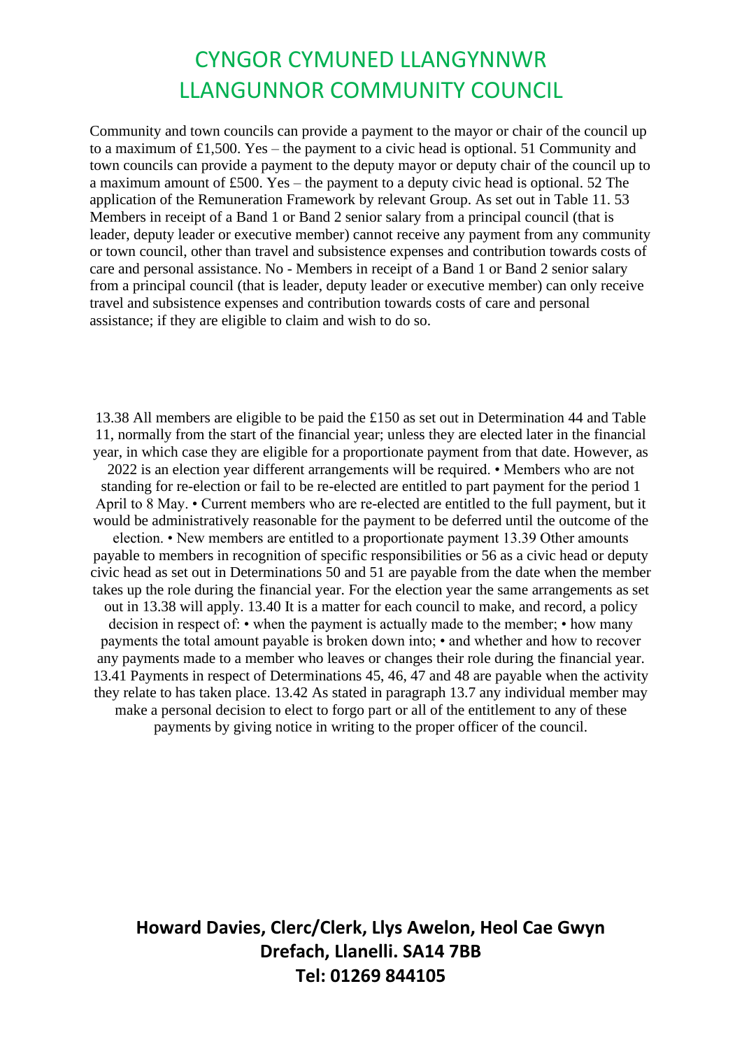# CYNGOR CYMUNED LLANGYNNWR
# LLANGUNNOR COMMUNITY COUNCIL

Community and town councils can provide a payment to the mayor or chair of the council up to a maximum of £1,500. Yes – the payment to a civic head is optional. 51 Community and town councils can provide a payment to the deputy mayor or deputy chair of the council up to a maximum amount of £500. Yes – the payment to a deputy civic head is optional. 52 The application of the Remuneration Framework by relevant Group. As set out in Table 11. 53 Members in receipt of a Band 1 or Band 2 senior salary from a principal council (that is leader, deputy leader or executive member) cannot receive any payment from any community or town council, other than travel and subsistence expenses and contribution towards costs of care and personal assistance. No - Members in receipt of a Band 1 or Band 2 senior salary from a principal council (that is leader, deputy leader or executive member) can only receive travel and subsistence expenses and contribution towards costs of care and personal assistance; if they are eligible to claim and wish to do so.

13.38 All members are eligible to be paid the £150 as set out in Determination 44 and Table 11, normally from the start of the financial year; unless they are elected later in the financial year, in which case they are eligible for a proportionate payment from that date. However, as 2022 is an election year different arrangements will be required. • Members who are not standing for re-election or fail to be re-elected are entitled to part payment for the period 1 April to 8 May. • Current members who are re-elected are entitled to the full payment, but it would be administratively reasonable for the payment to be deferred until the outcome of the election. • New members are entitled to a proportionate payment 13.39 Other amounts payable to members in recognition of specific responsibilities or 56 as a civic head or deputy civic head as set out in Determinations 50 and 51 are payable from the date when the member takes up the role during the financial year. For the election year the same arrangements as set out in 13.38 will apply. 13.40 It is a matter for each council to make, and record, a policy decision in respect of: • when the payment is actually made to the member; • how many payments the total amount payable is broken down into; • and whether and how to recover any payments made to a member who leaves or changes their role during the financial year. 13.41 Payments in respect of Determinations 45, 46, 47 and 48 are payable when the activity they relate to has taken place. 13.42 As stated in paragraph 13.7 any individual member may make a personal decision to elect to forgo part or all of the entitlement to any of these payments by giving notice in writing to the proper officer of the council.

**Howard Davies, Clerc/Clerk, Llys Awelon, Heol Cae Gwyn**
**Drefach, Llanelli. SA14 7BB**
**Tel: 01269 844105**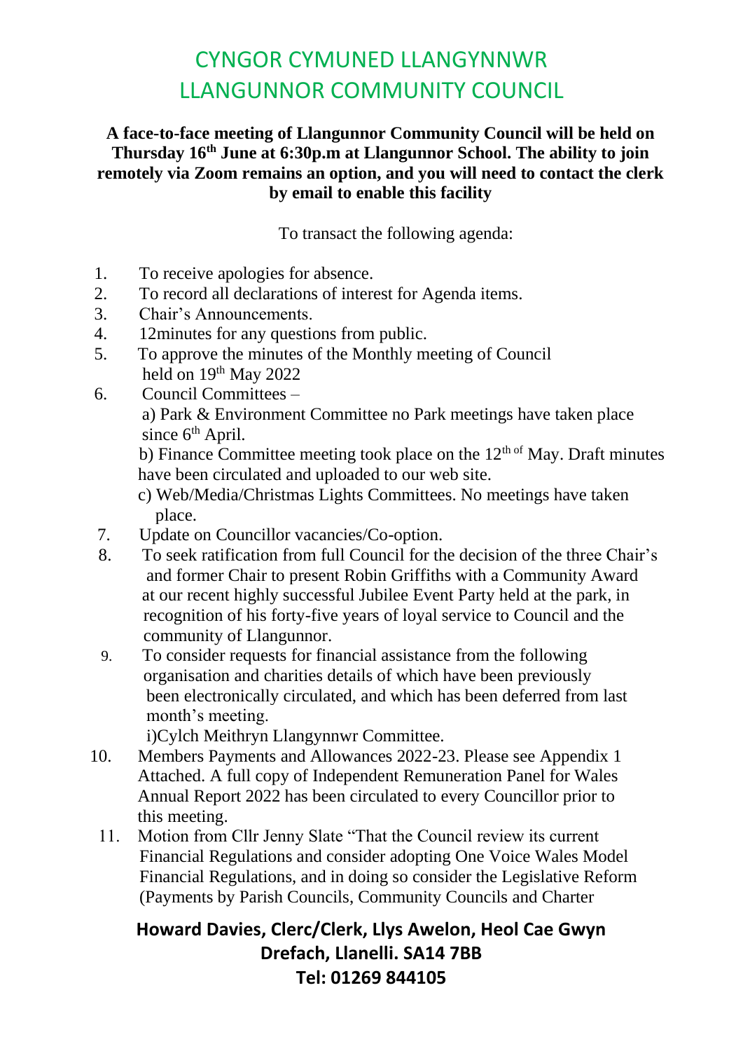# CYNGOR CYMUNED LLANGYNNWR
# LLANGUNNOR COMMUNITY COUNCIL

**A face-to-face meeting of Llangunnor Community Council will be held on Thursday 16th June at 6:30p.m at Llangunnor School. The ability to join remotely via Zoom remains an option, and you will need to contact the clerk by email to enable this facility**

To transact the following agenda:

1. To receive apologies for absence.
2. To record all declarations of interest for Agenda items.
3. Chair's Announcements.
4. 12minutes for any questions from public.
5. To approve the minutes of the Monthly meeting of Council held on 19th May 2022
6. Council Committees –
   a) Park & Environment Committee no Park meetings have taken place since 6th April.
   b) Finance Committee meeting took place on the 12th of May. Draft minutes have been circulated and uploaded to our web site.
   c) Web/Media/Christmas Lights Committees. No meetings have taken place.
7. Update on Councillor vacancies/Co-option.
8. To seek ratification from full Council for the decision of the three Chair's and former Chair to present Robin Griffiths with a Community Award at our recent highly successful Jubilee Event Party held at the park, in recognition of his forty-five years of loyal service to Council and the community of Llangunnor.
9. To consider requests for financial assistance from the following organisation and charities details of which have been previously been electronically circulated, and which has been deferred from last month's meeting.
   i)Cylch Meithryn Llangynnwr Committee.
10. Members Payments and Allowances 2022-23. Please see Appendix 1 Attached. A full copy of Independent Remuneration Panel for Wales Annual Report 2022 has been circulated to every Councillor prior to this meeting.
11. Motion from Cllr Jenny Slate "That the Council review its current Financial Regulations and consider adopting One Voice Wales Model Financial Regulations, and in doing so consider the Legislative Reform (Payments by Parish Councils, Community Councils and Charter

**Howard Davies, Clerc/Clerk, Llys Awelon, Heol Cae Gwyn**
**Drefach, Llanelli. SA14 7BB**
**Tel: 01269 844105**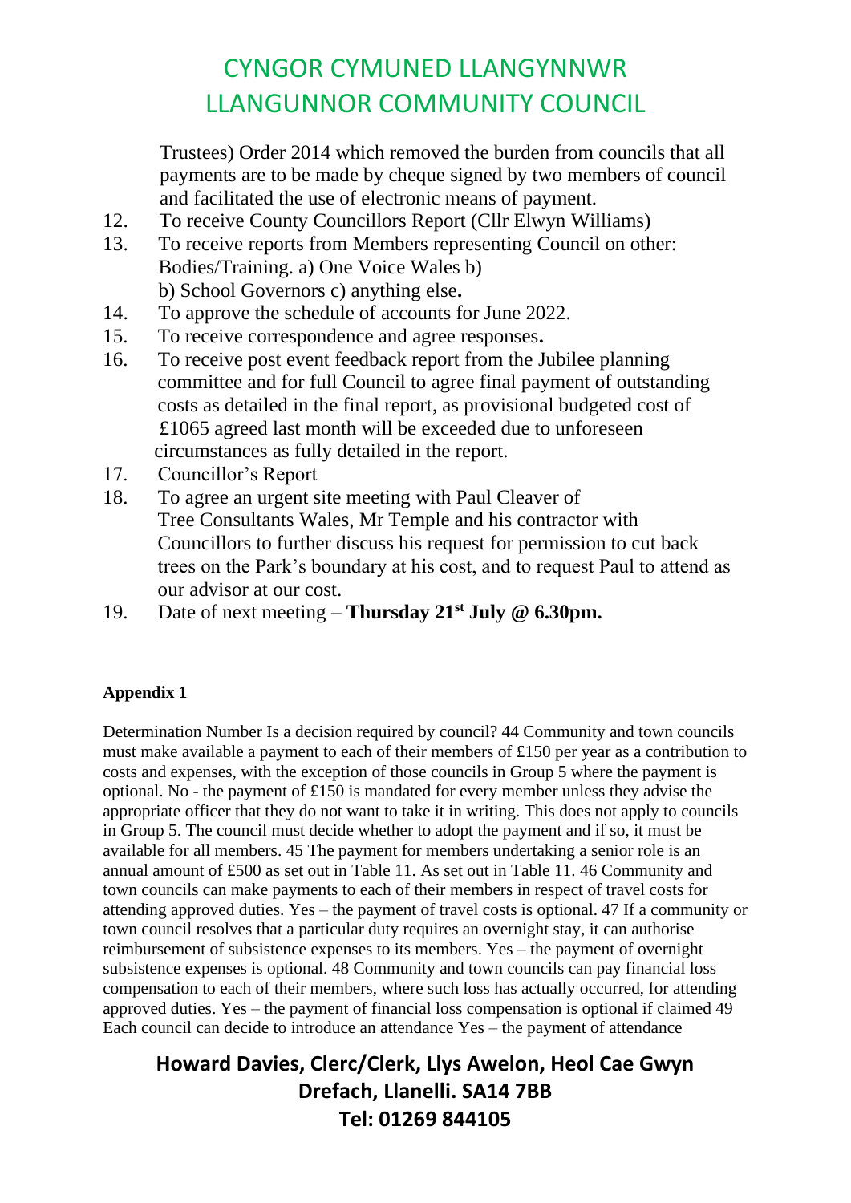Trustees) Order 2014 which removed the burden from councils that all payments are to be made by cheque signed by two members of council and facilitated the use of electronic means of payment.

12. To receive County Councillors Report (Cllr Elwyn Williams)
13. To receive reports from Members representing Council on other: Bodies/Training. a) One Voice Wales b)
    b) School Governors c) anything else**.**
14. To approve the schedule of accounts for June 2022.
15. To receive correspondence and agree responses**.**
16. To receive post event feedback report from the Jubilee planning committee and for full Council to agree final payment of outstanding costs as detailed in the final report, as provisional budgeted cost of £1065 agreed last month will be exceeded due to unforeseen circumstances as fully detailed in the report.
17. Councillor's Report
18. To agree an urgent site meeting with Paul Cleaver of Tree Consultants Wales, Mr Temple and his contractor with Councillors to further discuss his request for permission to cut back trees on the Park's boundary at his cost, and to request Paul to attend as our advisor at our cost.
19. Date of next meeting **– Thursday 21st July @ 6.30pm.**

**Appendix 1**

Determination Number Is a decision required by council? 44 Community and town councils must make available a payment to each of their members of £150 per year as a contribution to costs and expenses, with the exception of those councils in Group 5 where the payment is optional. No - the payment of £150 is mandated for every member unless they advise the appropriate officer that they do not want to take it in writing. This does not apply to councils in Group 5. The council must decide whether to adopt the payment and if so, it must be available for all members. 45 The payment for members undertaking a senior role is an annual amount of £500 as set out in Table 11. As set out in Table 11. 46 Community and town councils can make payments to each of their members in respect of travel costs for attending approved duties. Yes – the payment of travel costs is optional. 47 If a community or town council resolves that a particular duty requires an overnight stay, it can authorise reimbursement of subsistence expenses to its members. Yes – the payment of overnight subsistence expenses is optional. 48 Community and town councils can pay financial loss compensation to each of their members, where such loss has actually occurred, for attending approved duties. Yes – the payment of financial loss compensation is optional if claimed 49 Each council can decide to introduce an attendance Yes – the payment of attendance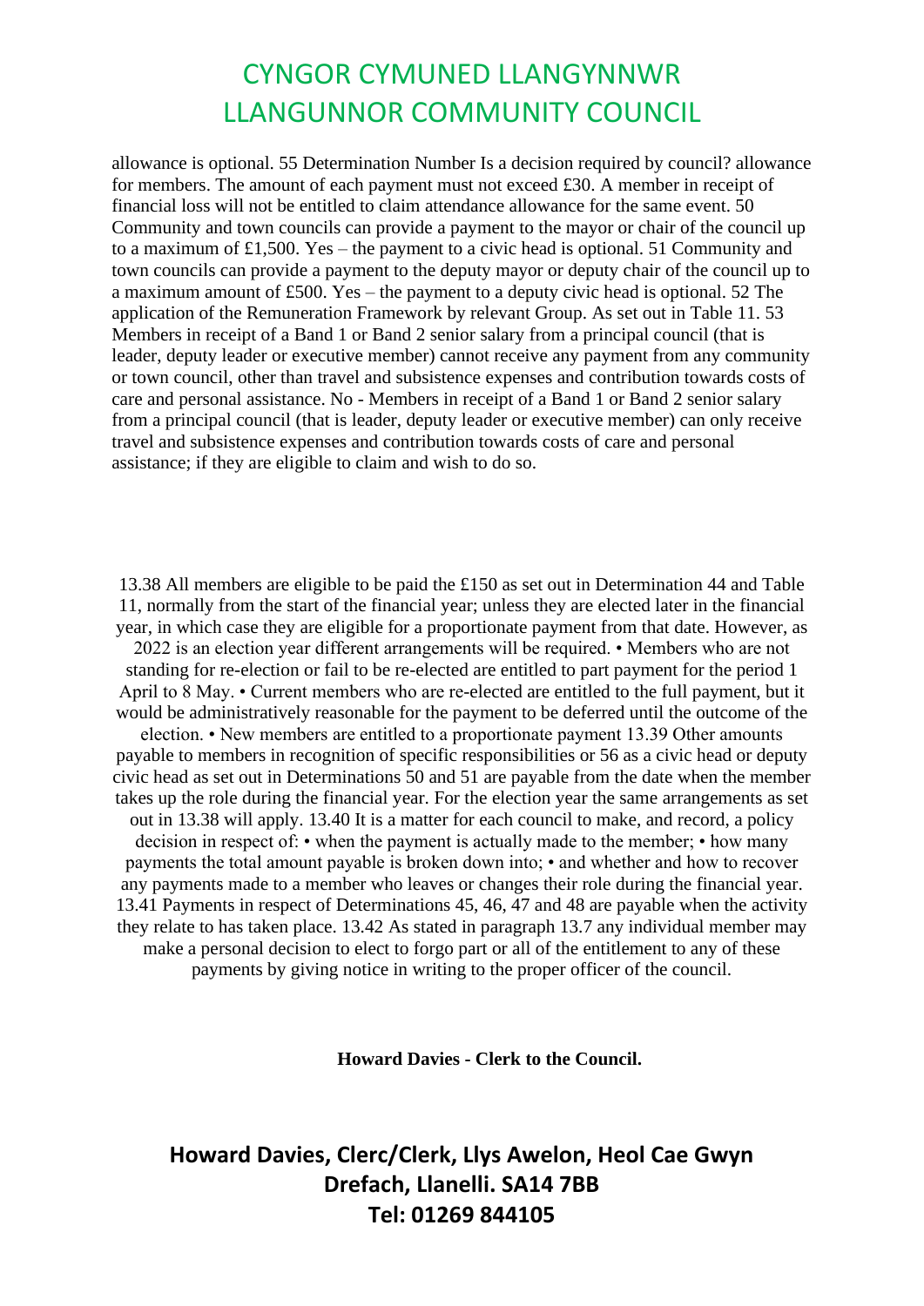# CYNGOR CYMUNED LLANGYNNWR
# LLANGUNNOR COMMUNITY COUNCIL

allowance is optional. 55 Determination Number Is a decision required by council? allowance for members. The amount of each payment must not exceed £30. A member in receipt of financial loss will not be entitled to claim attendance allowance for the same event. 50 Community and town councils can provide a payment to the mayor or chair of the council up to a maximum of £1,500. Yes – the payment to a civic head is optional. 51 Community and town councils can provide a payment to the deputy mayor or deputy chair of the council up to a maximum amount of £500. Yes – the payment to a deputy civic head is optional. 52 The application of the Remuneration Framework by relevant Group. As set out in Table 11. 53 Members in receipt of a Band 1 or Band 2 senior salary from a principal council (that is leader, deputy leader or executive member) cannot receive any payment from any community or town council, other than travel and subsistence expenses and contribution towards costs of care and personal assistance. No - Members in receipt of a Band 1 or Band 2 senior salary from a principal council (that is leader, deputy leader or executive member) can only receive travel and subsistence expenses and contribution towards costs of care and personal assistance; if they are eligible to claim and wish to do so.

13.38 All members are eligible to be paid the £150 as set out in Determination 44 and Table 11, normally from the start of the financial year; unless they are elected later in the financial year, in which case they are eligible for a proportionate payment from that date. However, as 2022 is an election year different arrangements will be required. • Members who are not standing for re-election or fail to be re-elected are entitled to part payment for the period 1 April to 8 May. • Current members who are re-elected are entitled to the full payment, but it would be administratively reasonable for the payment to be deferred until the outcome of the election. • New members are entitled to a proportionate payment 13.39 Other amounts payable to members in recognition of specific responsibilities or 56 as a civic head or deputy civic head as set out in Determinations 50 and 51 are payable from the date when the member takes up the role during the financial year. For the election year the same arrangements as set out in 13.38 will apply. 13.40 It is a matter for each council to make, and record, a policy decision in respect of: • when the payment is actually made to the member; • how many payments the total amount payable is broken down into; • and whether and how to recover any payments made to a member who leaves or changes their role during the financial year. 13.41 Payments in respect of Determinations 45, 46, 47 and 48 are payable when the activity they relate to has taken place. 13.42 As stated in paragraph 13.7 any individual member may make a personal decision to elect to forgo part or all of the entitlement to any of these payments by giving notice in writing to the proper officer of the council.

**Howard Davies - Clerk to the Council.**

**Howard Davies, Clerc/Clerk, Llys Awelon, Heol Cae Gwyn**
**Drefach, Llanelli. SA14 7BB**
**Tel: 01269 844105**